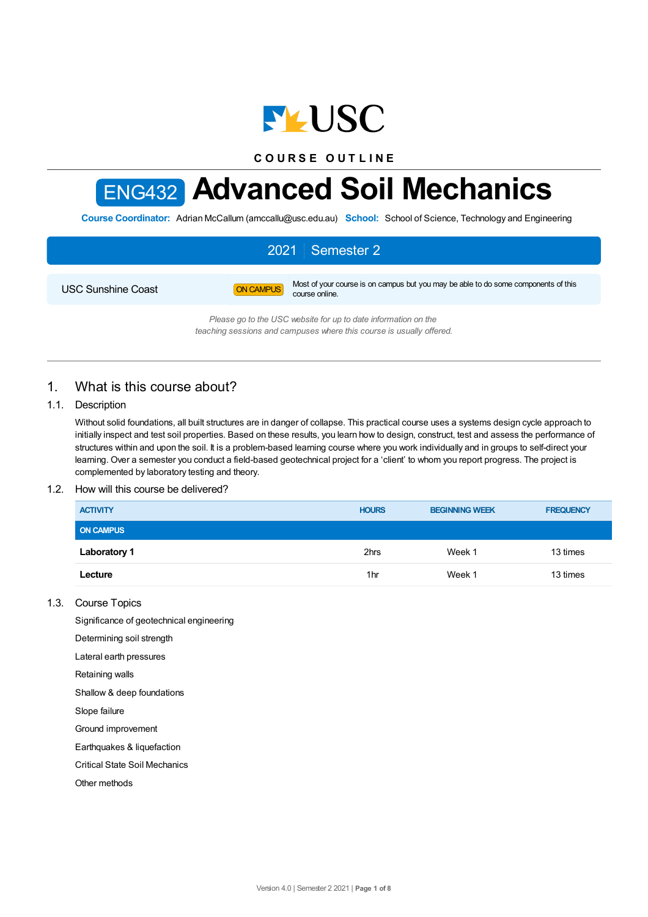USC

COURSE OUTLINE

# ENG432 Advanced Soil Mechanics

**Course Coordinator:** Adrian McCallum (amccallu@usc.edu.au) **School:** School of Science, Technology and Engineering

**2021 | Semester 2**

USC Sunshine Coast — ON CAMPUS — Most of your course is on campus but you may be able to do some components of this course online.

*Please go to the USC website for up to date information on the teaching sessions and campuses where this course is usually offered.*

## 1. What is this course about?

### 1.1. Description

Without solid foundations, all built structures are in danger of collapse. This practical course uses a systems design cycle approach to initially inspect and test soil properties. Based on these results, you learn how to design, construct, test and assess the performance of structures within and upon the soil. It is a problem-based learning course where you work individually and in groups to self-direct your learning. Over a semester you conduct a field-based geotechnical project for a 'client' to whom you report progress. The project is complemented by laboratory testing and theory.

### 1.2. How will this course be delivered?

| ACTIVITY | HOURS | BEGINNING WEEK | FREQUENCY |
|---|---|---|---|
| ON CAMPUS | | | |
| **Laboratory 1** | 2hrs | Week 1 | 13 times |
| **Lecture** | 1hr | Week 1 | 13 times |

### 1.3. Course Topics

Significance of geotechnical engineering

Determining soil strength

Lateral earth pressures

Retaining walls

Shallow & deep foundations

Slope failure

Ground improvement

Earthquakes & liquefaction

Critical State Soil Mechanics

Other methods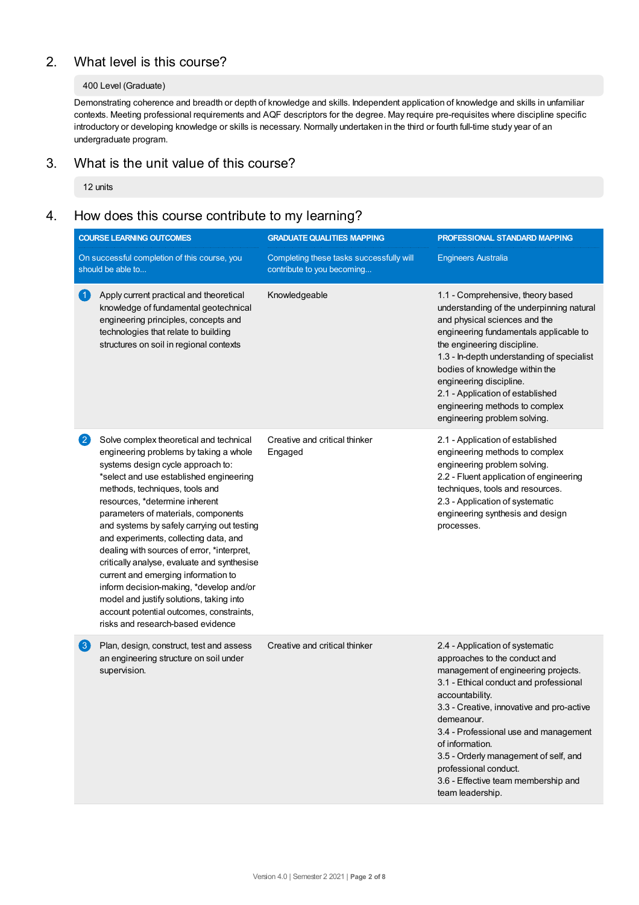## 2. What level is this course?

400 Level (Graduate)

Demonstrating coherence and breadth or depth of knowledge and skills. Independent application of knowledge and skills in unfamiliar contexts. Meeting professional requirements and AQF descriptors for the degree. May require pre-requisites where discipline specific introductory or developing knowledge or skills is necessary. Normally undertaken in the third or fourth full-time study year of an undergraduate program.

## 3. What is the unit value of this course?

12 units

## 4. How does this course contribute to my learning?

| COURSE LEARNING OUTCOMES<br>On successful completion of this course, you should be able to... | GRADUATE QUALITIES MAPPING<br>Completing these tasks successfully will contribute to you becoming... | PROFESSIONAL STANDARD MAPPING<br>Engineers Australia |
|---|---|---|
| 1 Apply current practical and theoretical knowledge of fundamental geotechnical engineering principles, concepts and technologies that relate to building structures on soil in regional contexts | Knowledgeable | 1.1 - Comprehensive, theory based understanding of the underpinning natural and physical sciences and the engineering fundamentals applicable to the engineering discipline.<br>1.3 - In-depth understanding of specialist bodies of knowledge within the engineering discipline.<br>2.1 - Application of established engineering methods to complex engineering problem solving. |
| 2 Solve complex theoretical and technical engineering problems by taking a whole systems design cycle approach to: *select and use established engineering methods, techniques, tools and resources, *determine inherent parameters of materials, components and systems by safely carrying out testing and experiments, collecting data, and dealing with sources of error, *interpret, critically analyse, evaluate and synthesise current and emerging information to inform decision-making, *develop and/or model and justify solutions, taking into account potential outcomes, constraints, risks and research-based evidence | Creative and critical thinker<br>Engaged | 2.1 - Application of established engineering methods to complex engineering problem solving.<br>2.2 - Fluent application of engineering techniques, tools and resources.<br>2.3 - Application of systematic engineering synthesis and design processes. |
| 3 Plan, design, construct, test and assess an engineering structure on soil under supervision. | Creative and critical thinker | 2.4 - Application of systematic approaches to the conduct and management of engineering projects.<br>3.1 - Ethical conduct and professional accountability.<br>3.3 - Creative, innovative and pro-active demeanour.<br>3.4 - Professional use and management of information.<br>3.5 - Orderly management of self, and professional conduct.<br>3.6 - Effective team membership and team leadership. |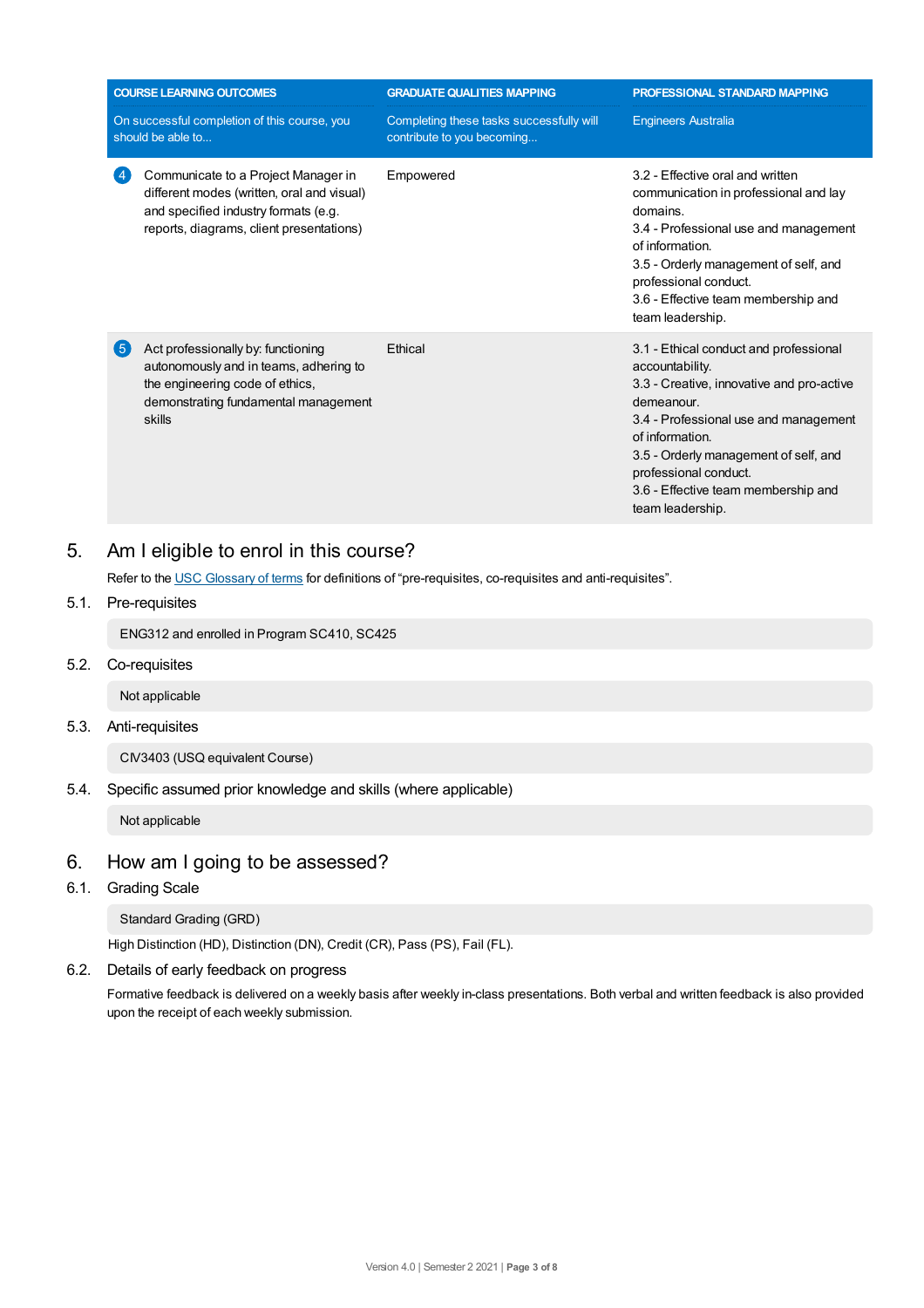| COURSE LEARNING OUTCOMES | GRADUATE QUALITIES MAPPING | PROFESSIONAL STANDARD MAPPING |
|---|---|---|
| On successful completion of this course, you should be able to... | Completing these tasks successfully will contribute to you becoming... | Engineers Australia |
| 4 Communicate to a Project Manager in different modes (written, oral and visual) and specified industry formats (e.g. reports, diagrams, client presentations) | Empowered | 3.2 - Effective oral and written communication in professional and lay domains. 3.4 - Professional use and management of information. 3.5 - Orderly management of self, and professional conduct. 3.6 - Effective team membership and team leadership. |
| 5 Act professionally by: functioning autonomously and in teams, adhering to the engineering code of ethics, demonstrating fundamental management skills | Ethical | 3.1 - Ethical conduct and professional accountability. 3.3 - Creative, innovative and pro-active demeanour. 3.4 - Professional use and management of information. 3.5 - Orderly management of self, and professional conduct. 3.6 - Effective team membership and team leadership. |

## 5. Am I eligible to enrol in this course?

Refer to the USC Glossary of terms for definitions of "pre-requisites, co-requisites and anti-requisites".

### 5.1. Pre-requisites

ENG312 and enrolled in Program SC410, SC425

### 5.2. Co-requisites

Not applicable

### 5.3. Anti-requisites

CIV3403 (USQ equivalent Course)

### 5.4. Specific assumed prior knowledge and skills (where applicable)

Not applicable

## 6. How am I going to be assessed?

### 6.1. Grading Scale

Standard Grading (GRD)

High Distinction (HD), Distinction (DN), Credit (CR), Pass (PS), Fail (FL).

### 6.2. Details of early feedback on progress

Formative feedback is delivered on a weekly basis after weekly in-class presentations. Both verbal and written feedback is also provided upon the receipt of each weekly submission.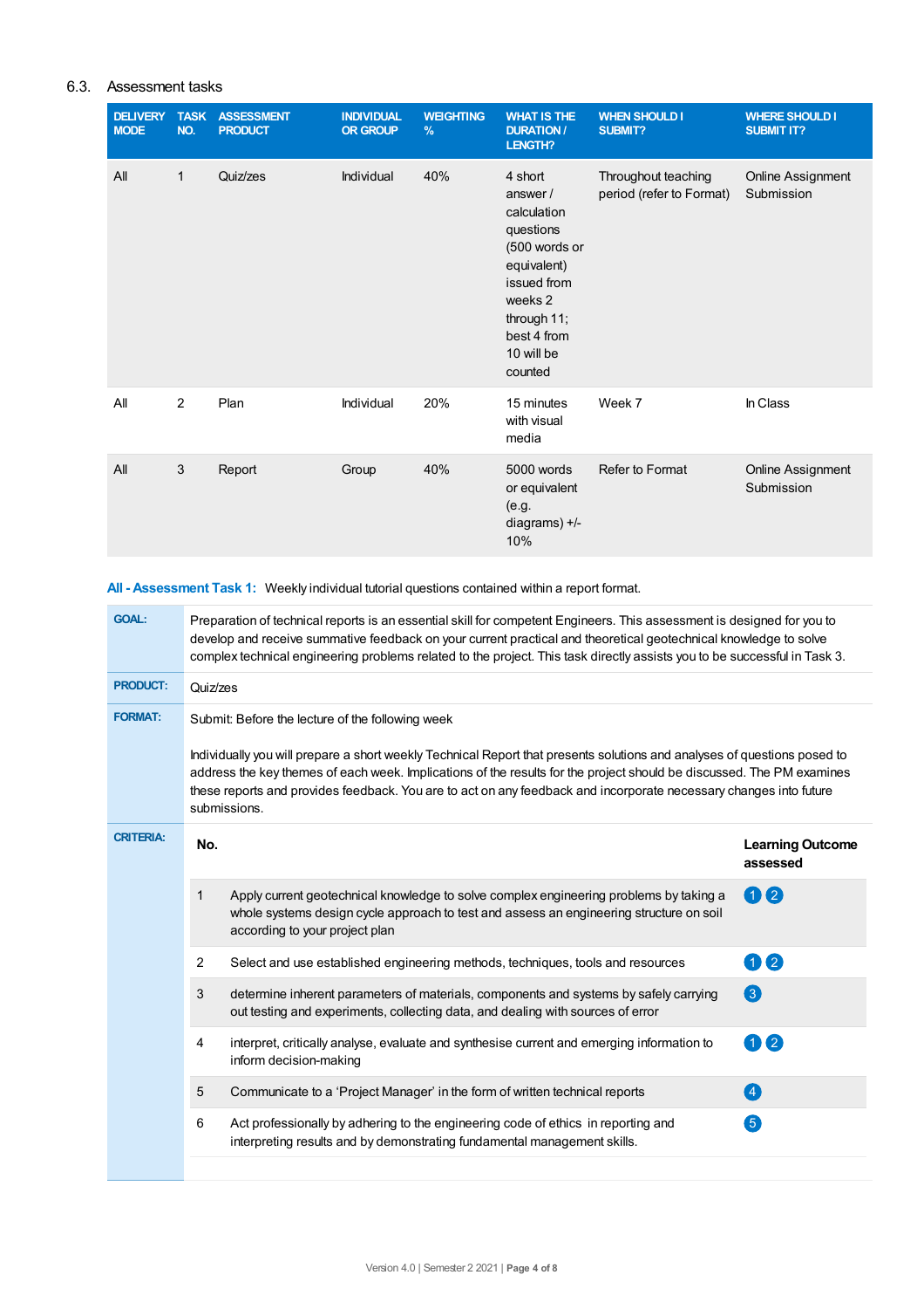## 6.3. Assessment tasks

| DELIVERY MODE | TASK NO. | ASSESSMENT PRODUCT | INDIVIDUAL OR GROUP | WEIGHTING % | WHAT IS THE DURATION / LENGTH? | WHEN SHOULD I SUBMIT? | WHERE SHOULD I SUBMIT IT? |
|---|---|---|---|---|---|---|---|
| All | 1 | Quiz/zes | Individual | 40% | 4 short answer / calculation questions (500 words or equivalent) issued from weeks 2 through 11; best 4 from 10 will be counted | Throughout teaching period (refer to Format) | Online Assignment Submission |
| All | 2 | Plan | Individual | 20% | 15 minutes with visual media | Week 7 | In Class |
| All | 3 | Report | Group | 40% | 5000 words or equivalent (e.g. diagrams) +/- 10% | Refer to Format | Online Assignment Submission |

**All - Assessment Task 1:** Weekly individual tutorial questions contained within a report format.

**GOAL:** Preparation of technical reports is an essential skill for competent Engineers. This assessment is designed for you to develop and receive summative feedback on your current practical and theoretical geotechnical knowledge to solve complex technical engineering problems related to the project. This task directly assists you to be successful in Task 3.

**PRODUCT:** Quiz/zes

**FORMAT:** Submit: Before the lecture of the following week

Individually you will prepare a short weekly Technical Report that presents solutions and analyses of questions posed to address the key themes of each week. Implications of the results for the project should be discussed. The PM examines these reports and provides feedback. You are to act on any feedback and incorporate necessary changes into future submissions.

**CRITERIA:**

| No. | | Learning Outcome assessed |
|---|---|---|
| 1 | Apply current geotechnical knowledge to solve complex engineering problems by taking a whole systems design cycle approach to test and assess an engineering structure on soil according to your project plan | 1 2 |
| 2 | Select and use established engineering methods, techniques, tools and resources | 1 2 |
| 3 | determine inherent parameters of materials, components and systems by safely carrying out testing and experiments, collecting data, and dealing with sources of error | 3 |
| 4 | interpret, critically analyse, evaluate and synthesise current and emerging information to inform decision-making | 1 2 |
| 5 | Communicate to a 'Project Manager' in the form of written technical reports | 4 |
| 6 | Act professionally by adhering to the engineering code of ethics in reporting and interpreting results and by demonstrating fundamental management skills. | 5 |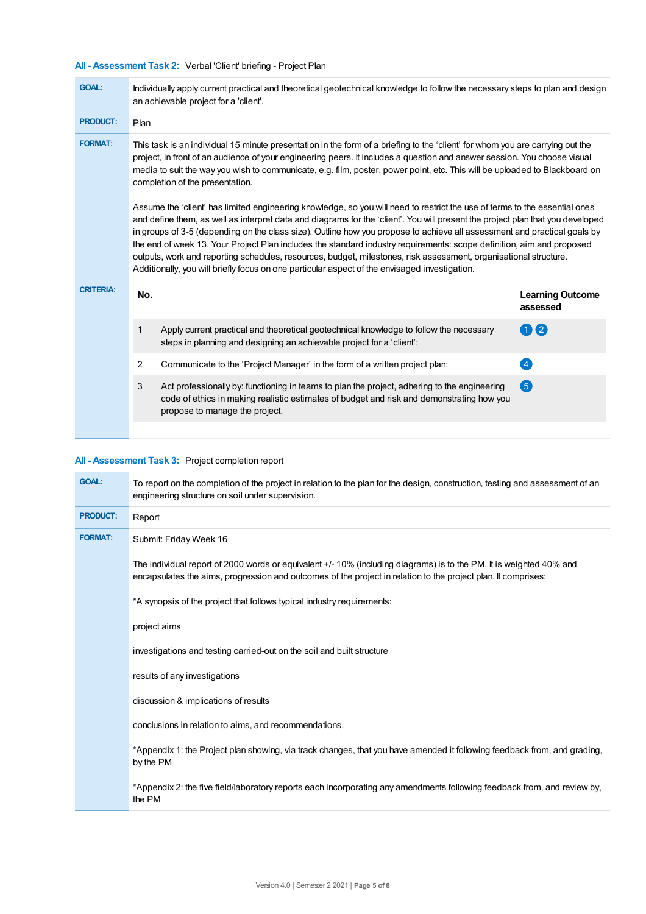### All - Assessment Task 2: Verbal 'Client' briefing - Project Plan

**GOAL:** Individually apply current practical and theoretical geotechnical knowledge to follow the necessary steps to plan and design an achievable project for a 'client'.

**PRODUCT:** Plan

**FORMAT:** This task is an individual 15 minute presentation in the form of a briefing to the 'client' for whom you are carrying out the project, in front of an audience of your engineering peers. It includes a question and answer session. You choose visual media to suit the way you wish to communicate, e.g. film, poster, power point, etc. This will be uploaded to Blackboard on completion of the presentation.

Assume the 'client' has limited engineering knowledge, so you will need to restrict the use of terms to the essential ones and define them, as well as interpret data and diagrams for the 'client'. You will present the project plan that you developed in groups of 3-5 (depending on the class size). Outline how you propose to achieve all assessment and practical goals by the end of week 13. Your Project Plan includes the standard industry requirements: scope definition, aim and proposed outputs, work and reporting schedules, resources, budget, milestones, risk assessment, organisational structure. Additionally, you will briefly focus on one particular aspect of the envisaged investigation.

**CRITERIA:**

| No. | | Learning Outcome assessed |
|---|---|---|
| 1 | Apply current practical and theoretical geotechnical knowledge to follow the necessary steps in planning and designing an achievable project for a 'client': | 1 2 |
| 2 | Communicate to the 'Project Manager' in the form of a written project plan: | 4 |
| 3 | Act professionally by: functioning in teams to plan the project, adhering to the engineering code of ethics in making realistic estimates of budget and risk and demonstrating how you propose to manage the project. | 5 |

### All - Assessment Task 3: Project completion report

**GOAL:** To report on the completion of the project in relation to the plan for the design, construction, testing and assessment of an engineering structure on soil under supervision.

**PRODUCT:** Report

**FORMAT:** Submit: Friday Week 16

The individual report of 2000 words or equivalent +/- 10% (including diagrams) is to the PM. It is weighted 40% and encapsulates the aims, progression and outcomes of the project in relation to the project plan. It comprises:

*A synopsis of the project that follows typical industry requirements:

project aims

investigations and testing carried-out on the soil and built structure

results of any investigations

discussion & implications of results

conclusions in relation to aims, and recommendations.

*Appendix 1: the Project plan showing, via track changes, that you have amended it following feedback from, and grading, by the PM

*Appendix 2: the five field/laboratory reports each incorporating any amendments following feedback from, and review by, the PM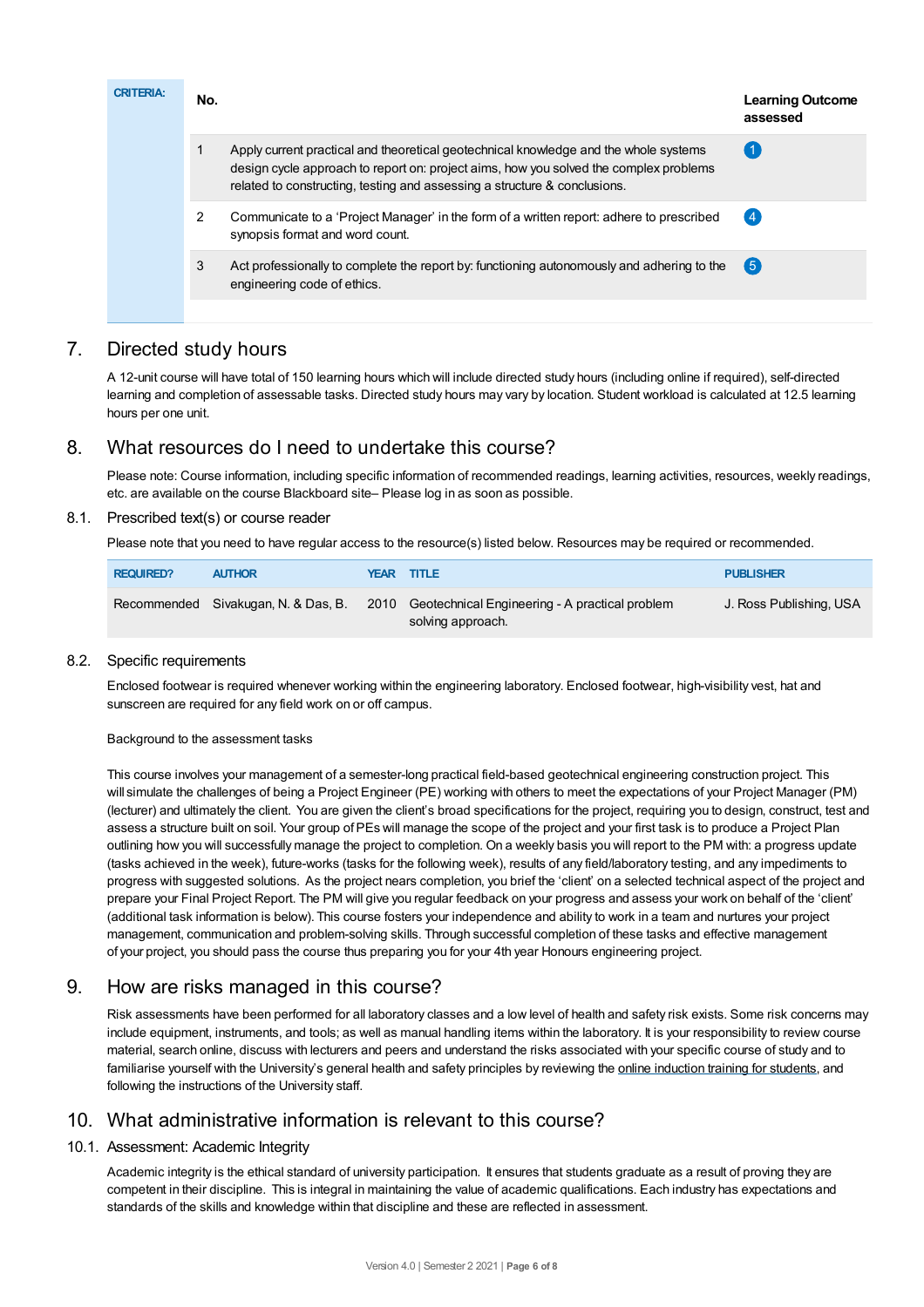| CRITERIA: | No. | | Learning Outcome assessed |
|---|---|---|---|
| | 1 | Apply current practical and theoretical geotechnical knowledge and the whole systems design cycle approach to report on: project aims, how you solved the complex problems related to constructing, testing and assessing a structure & conclusions. | 1 |
| | 2 | Communicate to a 'Project Manager' in the form of a written report: adhere to prescribed synopsis format and word count. | 4 |
| | 3 | Act professionally to complete the report by: functioning autonomously and adhering to the engineering code of ethics. | 5 |

# 7. Directed study hours

A 12-unit course will have total of 150 learning hours which will include directed study hours (including online if required), self-directed learning and completion of assessable tasks. Directed study hours may vary by location. Student workload is calculated at 12.5 learning hours per one unit.

# 8. What resources do I need to undertake this course?

Please note: Course information, including specific information of recommended readings, learning activities, resources, weekly readings, etc. are available on the course Blackboard site– Please log in as soon as possible.

## 8.1. Prescribed text(s) or course reader

Please note that you need to have regular access to the resource(s) listed below. Resources may be required or recommended.

| REQUIRED? | AUTHOR | YEAR | TITLE | PUBLISHER |
|---|---|---|---|---|
| Recommended | Sivakugan, N. & Das, B. | 2010 | Geotechnical Engineering - A practical problem solving approach. | J. Ross Publishing, USA |

## 8.2. Specific requirements

Enclosed footwear is required whenever working within the engineering laboratory. Enclosed footwear, high-visibility vest, hat and sunscreen are required for any field work on or off campus.

Background to the assessment tasks

This course involves your management of a semester-long practical field-based geotechnical engineering construction project. This will simulate the challenges of being a Project Engineer (PE) working with others to meet the expectations of your Project Manager (PM) (lecturer) and ultimately the client. You are given the client's broad specifications for the project, requiring you to design, construct, test and assess a structure built on soil. Your group of PEs will manage the scope of the project and your first task is to produce a Project Plan outlining how you will successfully manage the project to completion. On a weekly basis you will report to the PM with: a progress update (tasks achieved in the week), future-works (tasks for the following week), results of any field/laboratory testing, and any impediments to progress with suggested solutions. As the project nears completion, you brief the 'client' on a selected technical aspect of the project and prepare your Final Project Report. The PM will give you regular feedback on your progress and assess your work on behalf of the 'client' (additional task information is below). This course fosters your independence and ability to work in a team and nurtures your project management, communication and problem-solving skills. Through successful completion of these tasks and effective management of your project, you should pass the course thus preparing you for your 4th year Honours engineering project.

# 9. How are risks managed in this course?

Risk assessments have been performed for all laboratory classes and a low level of health and safety risk exists. Some risk concerns may include equipment, instruments, and tools; as well as manual handling items within the laboratory. It is your responsibility to review course material, search online, discuss with lecturers and peers and understand the risks associated with your specific course of study and to familiarise yourself with the University's general health and safety principles by reviewing the online induction training for students, and following the instructions of the University staff.

# 10. What administrative information is relevant to this course?

## 10.1. Assessment: Academic Integrity

Academic integrity is the ethical standard of university participation. It ensures that students graduate as a result of proving they are competent in their discipline. This is integral in maintaining the value of academic qualifications. Each industry has expectations and standards of the skills and knowledge within that discipline and these are reflected in assessment.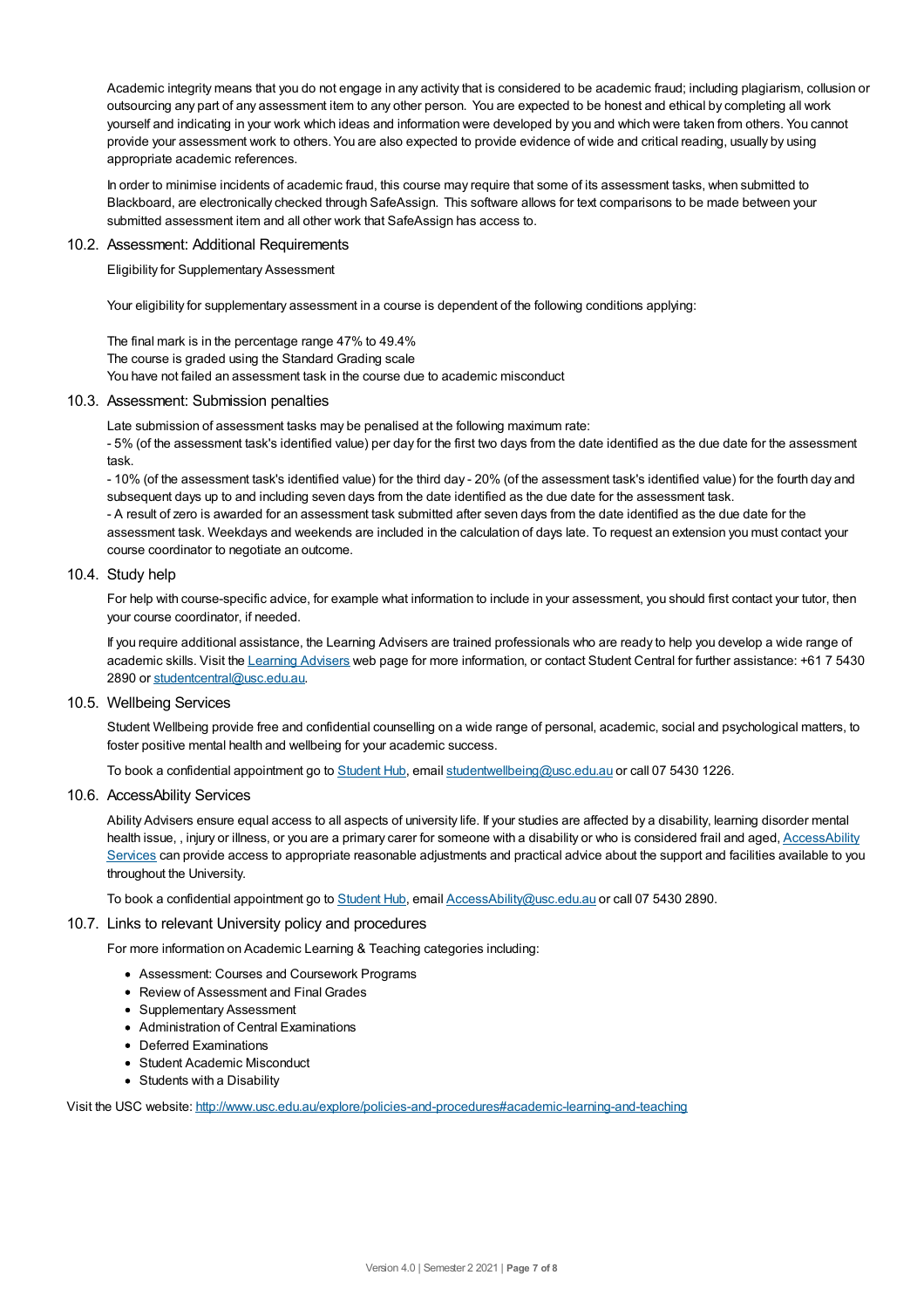Academic integrity means that you do not engage in any activity that is considered to be academic fraud; including plagiarism, collusion or outsourcing any part of any assessment item to any other person. You are expected to be honest and ethical by completing all work yourself and indicating in your work which ideas and information were developed by you and which were taken from others. You cannot provide your assessment work to others. You are also expected to provide evidence of wide and critical reading, usually by using appropriate academic references.

In order to minimise incidents of academic fraud, this course may require that some of its assessment tasks, when submitted to Blackboard, are electronically checked through SafeAssign. This software allows for text comparisons to be made between your submitted assessment item and all other work that SafeAssign has access to.

### 10.2. Assessment: Additional Requirements

Eligibility for Supplementary Assessment

Your eligibility for supplementary assessment in a course is dependent of the following conditions applying:

The final mark is in the percentage range 47% to 49.4%
The course is graded using the Standard Grading scale
You have not failed an assessment task in the course due to academic misconduct

### 10.3. Assessment: Submission penalties

Late submission of assessment tasks may be penalised at the following maximum rate:
- 5% (of the assessment task's identified value) per day for the first two days from the date identified as the due date for the assessment task.
- 10% (of the assessment task's identified value) for the third day - 20% (of the assessment task's identified value) for the fourth day and subsequent days up to and including seven days from the date identified as the due date for the assessment task.
- A result of zero is awarded for an assessment task submitted after seven days from the date identified as the due date for the assessment task. Weekdays and weekends are included in the calculation of days late. To request an extension you must contact your course coordinator to negotiate an outcome.

### 10.4. Study help

For help with course-specific advice, for example what information to include in your assessment, you should first contact your tutor, then your course coordinator, if needed.

If you require additional assistance, the Learning Advisers are trained professionals who are ready to help you develop a wide range of academic skills. Visit the Learning Advisers web page for more information, or contact Student Central for further assistance: +61 7 5430 2890 or studentcentral@usc.edu.au.

### 10.5. Wellbeing Services

Student Wellbeing provide free and confidential counselling on a wide range of personal, academic, social and psychological matters, to foster positive mental health and wellbeing for your academic success.

To book a confidential appointment go to Student Hub, email studentwellbeing@usc.edu.au or call 07 5430 1226.

### 10.6. AccessAbility Services

Ability Advisers ensure equal access to all aspects of university life. If your studies are affected by a disability, learning disorder mental health issue, , injury or illness, or you are a primary carer for someone with a disability or who is considered frail and aged, AccessAbility Services can provide access to appropriate reasonable adjustments and practical advice about the support and facilities available to you throughout the University.

To book a confidential appointment go to Student Hub, email AccessAbility@usc.edu.au or call 07 5430 2890.

### 10.7. Links to relevant University policy and procedures

For more information on Academic Learning & Teaching categories including:

- Assessment: Courses and Coursework Programs
- Review of Assessment and Final Grades
- Supplementary Assessment
- Administration of Central Examinations
- Deferred Examinations
- Student Academic Misconduct
- Students with a Disability

Visit the USC website: http://www.usc.edu.au/explore/policies-and-procedures#academic-learning-and-teaching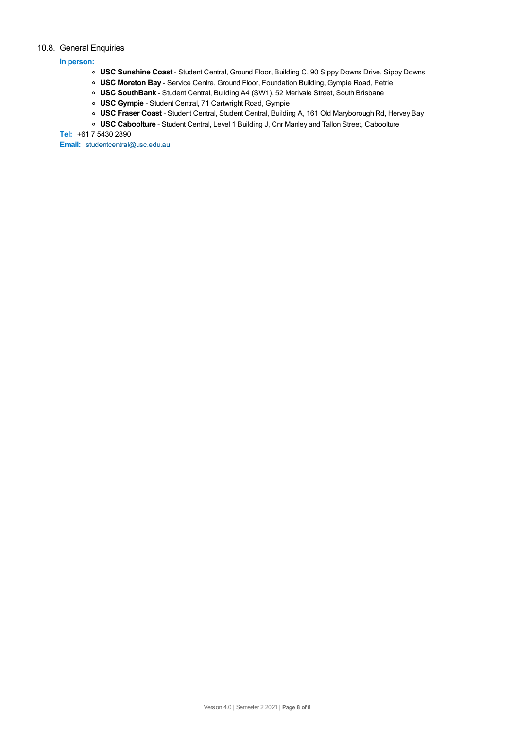### 10.8. General Enquiries

**In person:**

- **USC Sunshine Coast** - Student Central, Ground Floor, Building C, 90 Sippy Downs Drive, Sippy Downs
- **USC Moreton Bay** - Service Centre, Ground Floor, Foundation Building, Gympie Road, Petrie
- **USC SouthBank** - Student Central, Building A4 (SW1), 52 Merivale Street, South Brisbane
- **USC Gympie** - Student Central, 71 Cartwright Road, Gympie
- **USC Fraser Coast** - Student Central, Student Central, Building A, 161 Old Maryborough Rd, Hervey Bay
- **USC Caboolture** - Student Central, Level 1 Building J, Cnr Manley and Tallon Street, Caboolture

**Tel:** +61 7 5430 2890

**Email:** studentcentral@usc.edu.au